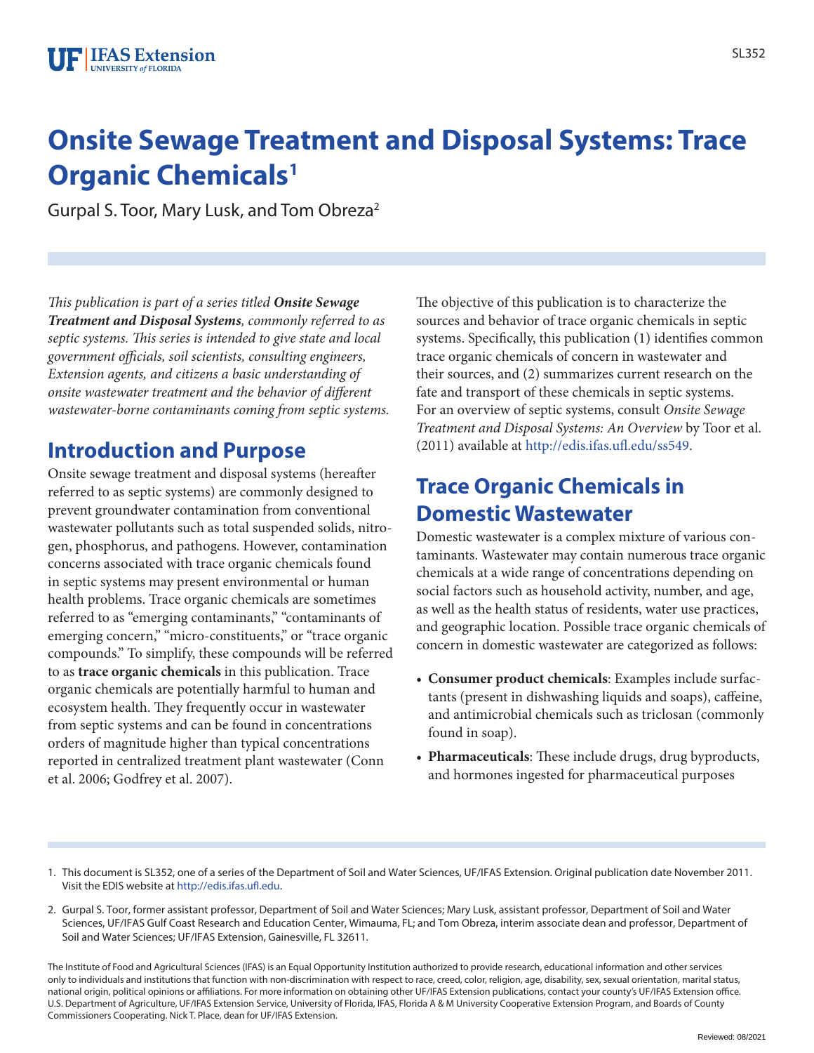# Onsite Sewage Treatment and Disposal Systems: Trace Organic Chemicals[1]

Gurpal S. Toor, Mary Lusk, and Tom Obreza[2]

*This publication is part of a series titled* ***Onsite Sewage Treatment and Disposal Systems****, commonly referred to as septic systems. This series is intended to give state and local government officials, soil scientists, consulting engineers, Extension agents, and citizens a basic understanding of onsite wastewater treatment and the behavior of different wastewater-borne contaminants coming from septic systems.*

## Introduction and Purpose

Onsite sewage treatment and disposal systems (hereafter referred to as septic systems) are commonly designed to prevent groundwater contamination from conventional wastewater pollutants such as total suspended solids, nitrogen, phosphorus, and pathogens. However, contamination concerns associated with trace organic chemicals found in septic systems may present environmental or human health problems. Trace organic chemicals are sometimes referred to as "emerging contaminants," "contaminants of emerging concern," "micro-constituents," or "trace organic compounds." To simplify, these compounds will be referred to as **trace organic chemicals** in this publication. Trace organic chemicals are potentially harmful to human and ecosystem health. They frequently occur in wastewater from septic systems and can be found in concentrations orders of magnitude higher than typical concentrations reported in centralized treatment plant wastewater (Conn et al. 2006; Godfrey et al. 2007).

The objective of this publication is to characterize the sources and behavior of trace organic chemicals in septic systems. Specifically, this publication (1) identifies common trace organic chemicals of concern in wastewater and their sources, and (2) summarizes current research on the fate and transport of these chemicals in septic systems. For an overview of septic systems, consult *Onsite Sewage Treatment and Disposal Systems: An Overview* by Toor et al. (2011) available at http://edis.ifas.ufl.edu/ss549.

## Trace Organic Chemicals in Domestic Wastewater

Domestic wastewater is a complex mixture of various contaminants. Wastewater may contain numerous trace organic chemicals at a wide range of concentrations depending on social factors such as household activity, number, and age, as well as the health status of residents, water use practices, and geographic location. Possible trace organic chemicals of concern in domestic wastewater are categorized as follows:

- **Consumer product chemicals**: Examples include surfactants (present in dishwashing liquids and soaps), caffeine, and antimicrobial chemicals such as triclosan (commonly found in soap).
- **Pharmaceuticals**: These include drugs, drug byproducts, and hormones ingested for pharmaceutical purposes

1. This document is SL352, one of a series of the Department of Soil and Water Sciences, UF/IFAS Extension. Original publication date November 2011. Visit the EDIS website at http://edis.ifas.ufl.edu.

2. Gurpal S. Toor, former assistant professor, Department of Soil and Water Sciences; Mary Lusk, assistant professor, Department of Soil and Water Sciences, UF/IFAS Gulf Coast Research and Education Center, Wimauma, FL; and Tom Obreza, interim associate dean and professor, Department of Soil and Water Sciences; UF/IFAS Extension, Gainesville, FL 32611.

The Institute of Food and Agricultural Sciences (IFAS) is an Equal Opportunity Institution authorized to provide research, educational information and other services only to individuals and institutions that function with non-discrimination with respect to race, creed, color, religion, age, disability, sex, sexual orientation, marital status, national origin, political opinions or affiliations. For more information on obtaining other UF/IFAS Extension publications, contact your county's UF/IFAS Extension office. U.S. Department of Agriculture, UF/IFAS Extension Service, University of Florida, IFAS, Florida A & M University Cooperative Extension Program, and Boards of County Commissioners Cooperating. Nick T. Place, dean for UF/IFAS Extension.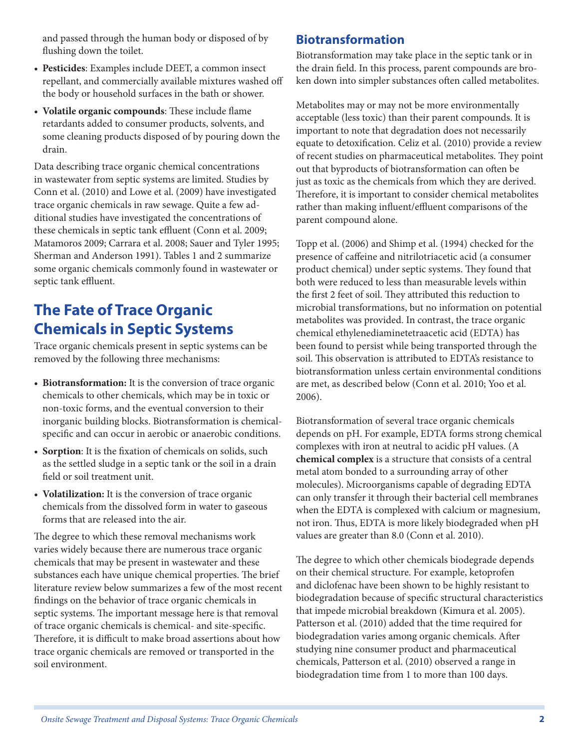and passed through the human body or disposed of by flushing down the toilet.

- **Pesticides**: Examples include DEET, a common insect repellant, and commercially available mixtures washed off the body or household surfaces in the bath or shower.
- **Volatile organic compounds**: These include flame retardants added to consumer products, solvents, and some cleaning products disposed of by pouring down the drain.

Data describing trace organic chemical concentrations in wastewater from septic systems are limited. Studies by Conn et al. (2010) and Lowe et al. (2009) have investigated trace organic chemicals in raw sewage. Quite a few additional studies have investigated the concentrations of these chemicals in septic tank effluent (Conn et al. 2009; Matamoros 2009; Carrara et al. 2008; Sauer and Tyler 1995; Sherman and Anderson 1991). Tables 1 and 2 summarize some organic chemicals commonly found in wastewater or septic tank effluent.

# The Fate of Trace Organic Chemicals in Septic Systems

Trace organic chemicals present in septic systems can be removed by the following three mechanisms:

- **Biotransformation:** It is the conversion of trace organic chemicals to other chemicals, which may be in toxic or non-toxic forms, and the eventual conversion to their inorganic building blocks. Biotransformation is chemical-specific and can occur in aerobic or anaerobic conditions.
- **Sorption**: It is the fixation of chemicals on solids, such as the settled sludge in a septic tank or the soil in a drain field or soil treatment unit.
- **Volatilization:** It is the conversion of trace organic chemicals from the dissolved form in water to gaseous forms that are released into the air.

The degree to which these removal mechanisms work varies widely because there are numerous trace organic chemicals that may be present in wastewater and these substances each have unique chemical properties. The brief literature review below summarizes a few of the most recent findings on the behavior of trace organic chemicals in septic systems. The important message here is that removal of trace organic chemicals is chemical- and site-specific. Therefore, it is difficult to make broad assertions about how trace organic chemicals are removed or transported in the soil environment.

## Biotransformation

Biotransformation may take place in the septic tank or in the drain field. In this process, parent compounds are broken down into simpler substances often called metabolites.

Metabolites may or may not be more environmentally acceptable (less toxic) than their parent compounds. It is important to note that degradation does not necessarily equate to detoxification. Celiz et al. (2010) provide a review of recent studies on pharmaceutical metabolites. They point out that byproducts of biotransformation can often be just as toxic as the chemicals from which they are derived. Therefore, it is important to consider chemical metabolites rather than making influent/effluent comparisons of the parent compound alone.

Topp et al. (2006) and Shimp et al. (1994) checked for the presence of caffeine and nitrilotriacetic acid (a consumer product chemical) under septic systems. They found that both were reduced to less than measurable levels within the first 2 feet of soil. They attributed this reduction to microbial transformations, but no information on potential metabolites was provided. In contrast, the trace organic chemical ethylenediaminetetraacetic acid (EDTA) has been found to persist while being transported through the soil. This observation is attributed to EDTA's resistance to biotransformation unless certain environmental conditions are met, as described below (Conn et al. 2010; Yoo et al. 2006).

Biotransformation of several trace organic chemicals depends on pH. For example, EDTA forms strong chemical complexes with iron at neutral to acidic pH values. (A **chemical complex** is a structure that consists of a central metal atom bonded to a surrounding array of other molecules). Microorganisms capable of degrading EDTA can only transfer it through their bacterial cell membranes when the EDTA is complexed with calcium or magnesium, not iron. Thus, EDTA is more likely biodegraded when pH values are greater than 8.0 (Conn et al. 2010).

The degree to which other chemicals biodegrade depends on their chemical structure. For example, ketoprofen and diclofenac have been shown to be highly resistant to biodegradation because of specific structural characteristics that impede microbial breakdown (Kimura et al. 2005). Patterson et al. (2010) added that the time required for biodegradation varies among organic chemicals. After studying nine consumer product and pharmaceutical chemicals, Patterson et al. (2010) observed a range in biodegradation time from 1 to more than 100 days.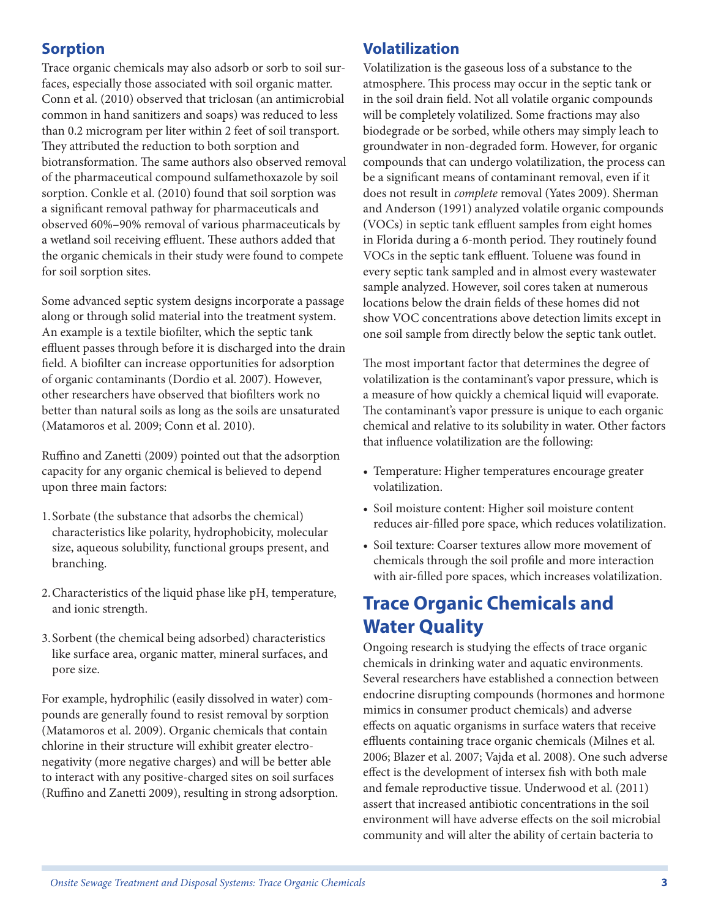## Sorption

Trace organic chemicals may also adsorb or sorb to soil surfaces, especially those associated with soil organic matter. Conn et al. (2010) observed that triclosan (an antimicrobial common in hand sanitizers and soaps) was reduced to less than 0.2 microgram per liter within 2 feet of soil transport. They attributed the reduction to both sorption and biotransformation. The same authors also observed removal of the pharmaceutical compound sulfamethoxazole by soil sorption. Conkle et al. (2010) found that soil sorption was a significant removal pathway for pharmaceuticals and observed 60%–90% removal of various pharmaceuticals by a wetland soil receiving effluent. These authors added that the organic chemicals in their study were found to compete for soil sorption sites.

Some advanced septic system designs incorporate a passage along or through solid material into the treatment system. An example is a textile biofilter, which the septic tank effluent passes through before it is discharged into the drain field. A biofilter can increase opportunities for adsorption of organic contaminants (Dordio et al. 2007). However, other researchers have observed that biofilters work no better than natural soils as long as the soils are unsaturated (Matamoros et al. 2009; Conn et al. 2010).

Ruffino and Zanetti (2009) pointed out that the adsorption capacity for any organic chemical is believed to depend upon three main factors:

1. Sorbate (the substance that adsorbs the chemical) characteristics like polarity, hydrophobicity, molecular size, aqueous solubility, functional groups present, and branching.
2. Characteristics of the liquid phase like pH, temperature, and ionic strength.
3. Sorbent (the chemical being adsorbed) characteristics like surface area, organic matter, mineral surfaces, and pore size.

For example, hydrophilic (easily dissolved in water) compounds are generally found to resist removal by sorption (Matamoros et al. 2009). Organic chemicals that contain chlorine in their structure will exhibit greater electronegativity (more negative charges) and will be better able to interact with any positive-charged sites on soil surfaces (Ruffino and Zanetti 2009), resulting in strong adsorption.

## Volatilization

Volatilization is the gaseous loss of a substance to the atmosphere. This process may occur in the septic tank or in the soil drain field. Not all volatile organic compounds will be completely volatilized. Some fractions may also biodegrade or be sorbed, while others may simply leach to groundwater in non-degraded form. However, for organic compounds that can undergo volatilization, the process can be a significant means of contaminant removal, even if it does not result in *complete* removal (Yates 2009). Sherman and Anderson (1991) analyzed volatile organic compounds (VOCs) in septic tank effluent samples from eight homes in Florida during a 6-month period. They routinely found VOCs in the septic tank effluent. Toluene was found in every septic tank sampled and in almost every wastewater sample analyzed. However, soil cores taken at numerous locations below the drain fields of these homes did not show VOC concentrations above detection limits except in one soil sample from directly below the septic tank outlet.

The most important factor that determines the degree of volatilization is the contaminant's vapor pressure, which is a measure of how quickly a chemical liquid will evaporate. The contaminant's vapor pressure is unique to each organic chemical and relative to its solubility in water. Other factors that influence volatilization are the following:

- Temperature: Higher temperatures encourage greater volatilization.
- Soil moisture content: Higher soil moisture content reduces air-filled pore space, which reduces volatilization.
- Soil texture: Coarser textures allow more movement of chemicals through the soil profile and more interaction with air-filled pore spaces, which increases volatilization.

# Trace Organic Chemicals and Water Quality

Ongoing research is studying the effects of trace organic chemicals in drinking water and aquatic environments. Several researchers have established a connection between endocrine disrupting compounds (hormones and hormone mimics in consumer product chemicals) and adverse effects on aquatic organisms in surface waters that receive effluents containing trace organic chemicals (Milnes et al. 2006; Blazer et al. 2007; Vajda et al. 2008). One such adverse effect is the development of intersex fish with both male and female reproductive tissue. Underwood et al. (2011) assert that increased antibiotic concentrations in the soil environment will have adverse effects on the soil microbial community and will alter the ability of certain bacteria to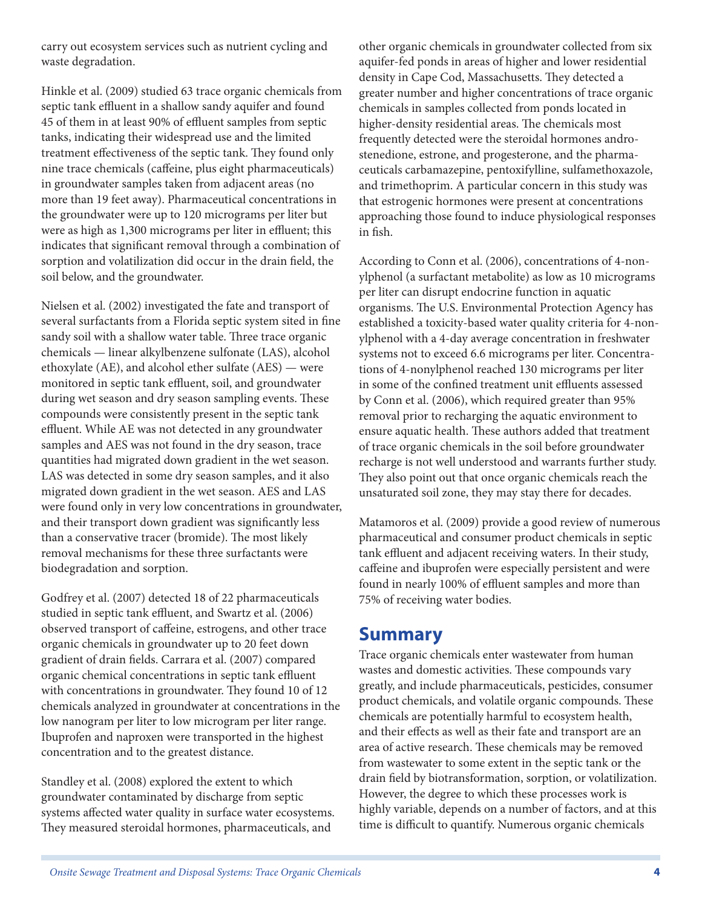carry out ecosystem services such as nutrient cycling and waste degradation.

Hinkle et al. (2009) studied 63 trace organic chemicals from septic tank effluent in a shallow sandy aquifer and found 45 of them in at least 90% of effluent samples from septic tanks, indicating their widespread use and the limited treatment effectiveness of the septic tank. They found only nine trace chemicals (caffeine, plus eight pharmaceuticals) in groundwater samples taken from adjacent areas (no more than 19 feet away). Pharmaceutical concentrations in the groundwater were up to 120 micrograms per liter but were as high as 1,300 micrograms per liter in effluent; this indicates that significant removal through a combination of sorption and volatilization did occur in the drain field, the soil below, and the groundwater.

Nielsen et al. (2002) investigated the fate and transport of several surfactants from a Florida septic system sited in fine sandy soil with a shallow water table. Three trace organic chemicals — linear alkylbenzene sulfonate (LAS), alcohol ethoxylate (AE), and alcohol ether sulfate (AES) — were monitored in septic tank effluent, soil, and groundwater during wet season and dry season sampling events. These compounds were consistently present in the septic tank effluent. While AE was not detected in any groundwater samples and AES was not found in the dry season, trace quantities had migrated down gradient in the wet season. LAS was detected in some dry season samples, and it also migrated down gradient in the wet season. AES and LAS were found only in very low concentrations in groundwater, and their transport down gradient was significantly less than a conservative tracer (bromide). The most likely removal mechanisms for these three surfactants were biodegradation and sorption.

Godfrey et al. (2007) detected 18 of 22 pharmaceuticals studied in septic tank effluent, and Swartz et al. (2006) observed transport of caffeine, estrogens, and other trace organic chemicals in groundwater up to 20 feet down gradient of drain fields. Carrara et al. (2007) compared organic chemical concentrations in septic tank effluent with concentrations in groundwater. They found 10 of 12 chemicals analyzed in groundwater at concentrations in the low nanogram per liter to low microgram per liter range. Ibuprofen and naproxen were transported in the highest concentration and to the greatest distance.

Standley et al. (2008) explored the extent to which groundwater contaminated by discharge from septic systems affected water quality in surface water ecosystems. They measured steroidal hormones, pharmaceuticals, and other organic chemicals in groundwater collected from six aquifer-fed ponds in areas of higher and lower residential density in Cape Cod, Massachusetts. They detected a greater number and higher concentrations of trace organic chemicals in samples collected from ponds located in higher-density residential areas. The chemicals most frequently detected were the steroidal hormones androstenedione, estrone, and progesterone, and the pharmaceuticals carbamazepine, pentoxifylline, sulfamethoxazole, and trimethoprim. A particular concern in this study was that estrogenic hormones were present at concentrations approaching those found to induce physiological responses in fish.

According to Conn et al. (2006), concentrations of 4-nonylphenol (a surfactant metabolite) as low as 10 micrograms per liter can disrupt endocrine function in aquatic organisms. The U.S. Environmental Protection Agency has established a toxicity-based water quality criteria for 4-nonylphenol with a 4-day average concentration in freshwater systems not to exceed 6.6 micrograms per liter. Concentrations of 4-nonylphenol reached 130 micrograms per liter in some of the confined treatment unit effluents assessed by Conn et al. (2006), which required greater than 95% removal prior to recharging the aquatic environment to ensure aquatic health. These authors added that treatment of trace organic chemicals in the soil before groundwater recharge is not well understood and warrants further study. They also point out that once organic chemicals reach the unsaturated soil zone, they may stay there for decades.

Matamoros et al. (2009) provide a good review of numerous pharmaceutical and consumer product chemicals in septic tank effluent and adjacent receiving waters. In their study, caffeine and ibuprofen were especially persistent and were found in nearly 100% of effluent samples and more than 75% of receiving water bodies.

## Summary

Trace organic chemicals enter wastewater from human wastes and domestic activities. These compounds vary greatly, and include pharmaceuticals, pesticides, consumer product chemicals, and volatile organic compounds. These chemicals are potentially harmful to ecosystem health, and their effects as well as their fate and transport are an area of active research. These chemicals may be removed from wastewater to some extent in the septic tank or the drain field by biotransformation, sorption, or volatilization. However, the degree to which these processes work is highly variable, depends on a number of factors, and at this time is difficult to quantify. Numerous organic chemicals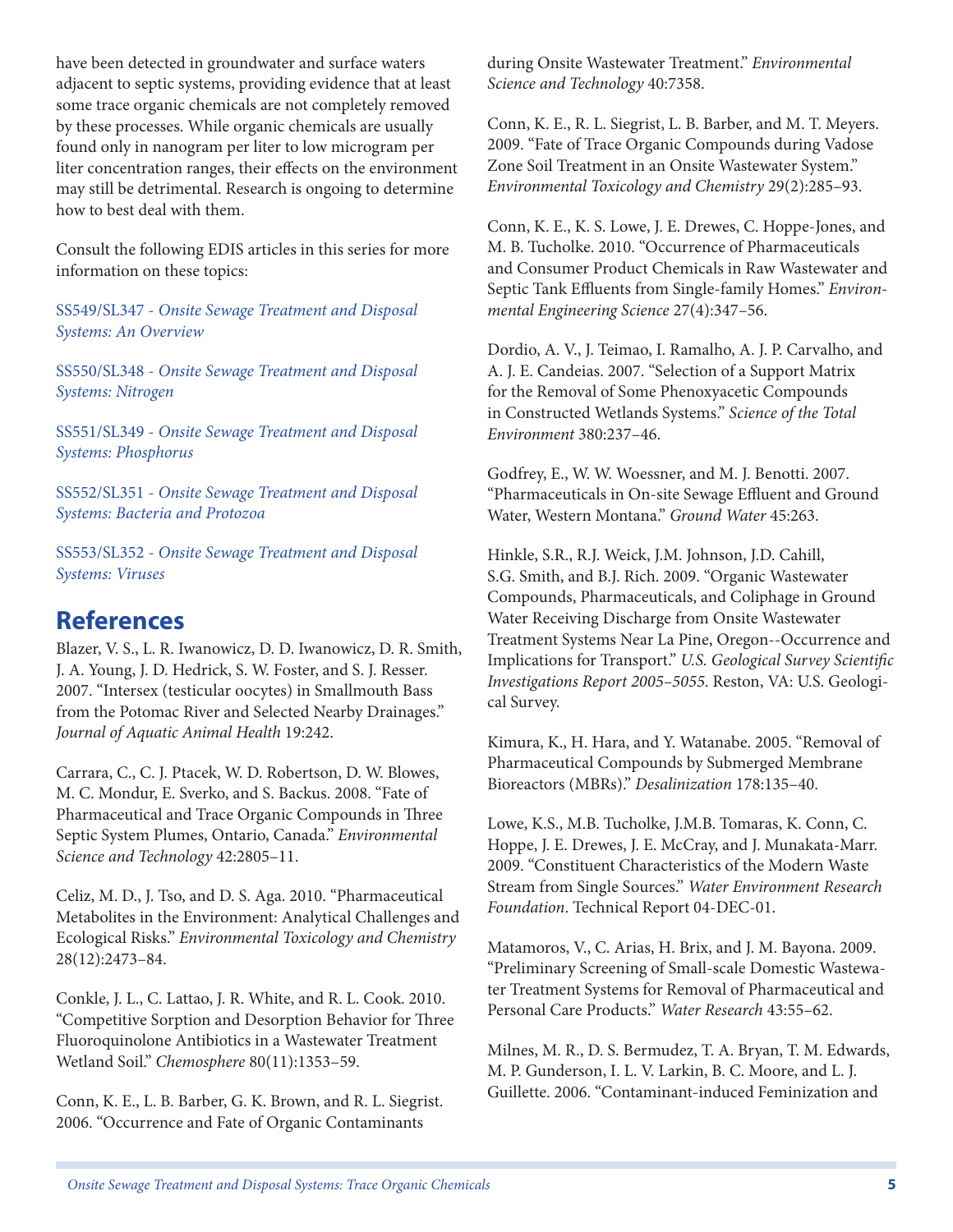have been detected in groundwater and surface waters adjacent to septic systems, providing evidence that at least some trace organic chemicals are not completely removed by these processes. While organic chemicals are usually found only in nanogram per liter to low microgram per liter concentration ranges, their effects on the environment may still be detrimental. Research is ongoing to determine how to best deal with them.

Consult the following EDIS articles in this series for more information on these topics:

SS549/SL347 - *Onsite Sewage Treatment and Disposal Systems: An Overview*

SS550/SL348 - *Onsite Sewage Treatment and Disposal Systems: Nitrogen*

SS551/SL349 - *Onsite Sewage Treatment and Disposal Systems: Phosphorus*

SS552/SL351 - *Onsite Sewage Treatment and Disposal Systems: Bacteria and Protozoa*

SS553/SL352 - *Onsite Sewage Treatment and Disposal Systems: Viruses*

## References

Blazer, V. S., L. R. Iwanowicz, D. D. Iwanowicz, D. R. Smith, J. A. Young, J. D. Hedrick, S. W. Foster, and S. J. Resser. 2007. "Intersex (testicular oocytes) in Smallmouth Bass from the Potomac River and Selected Nearby Drainages." *Journal of Aquatic Animal Health* 19:242.

Carrara, C., C. J. Ptacek, W. D. Robertson, D. W. Blowes, M. C. Mondur, E. Sverko, and S. Backus. 2008. "Fate of Pharmaceutical and Trace Organic Compounds in Three Septic System Plumes, Ontario, Canada." *Environmental Science and Technology* 42:2805–11.

Celiz, M. D., J. Tso, and D. S. Aga. 2010. "Pharmaceutical Metabolites in the Environment: Analytical Challenges and Ecological Risks." *Environmental Toxicology and Chemistry* 28(12):2473–84.

Conkle, J. L., C. Lattao, J. R. White, and R. L. Cook. 2010. "Competitive Sorption and Desorption Behavior for Three Fluoroquinolone Antibiotics in a Wastewater Treatment Wetland Soil." *Chemosphere* 80(11):1353–59.

Conn, K. E., L. B. Barber, G. K. Brown, and R. L. Siegrist. 2006. "Occurrence and Fate of Organic Contaminants during Onsite Wastewater Treatment." *Environmental Science and Technology* 40:7358.

Conn, K. E., R. L. Siegrist, L. B. Barber, and M. T. Meyers. 2009. "Fate of Trace Organic Compounds during Vadose Zone Soil Treatment in an Onsite Wastewater System." *Environmental Toxicology and Chemistry* 29(2):285–93.

Conn, K. E., K. S. Lowe, J. E. Drewes, C. Hoppe-Jones, and M. B. Tucholke. 2010. "Occurrence of Pharmaceuticals and Consumer Product Chemicals in Raw Wastewater and Septic Tank Effluents from Single-family Homes." *Environmental Engineering Science* 27(4):347–56.

Dordio, A. V., J. Teimao, I. Ramalho, A. J. P. Carvalho, and A. J. E. Candeias. 2007. "Selection of a Support Matrix for the Removal of Some Phenoxyacetic Compounds in Constructed Wetlands Systems." *Science of the Total Environment* 380:237–46.

Godfrey, E., W. W. Woessner, and M. J. Benotti. 2007. "Pharmaceuticals in On-site Sewage Effluent and Ground Water, Western Montana." *Ground Water* 45:263.

Hinkle, S.R., R.J. Weick, J.M. Johnson, J.D. Cahill, S.G. Smith, and B.J. Rich. 2009. "Organic Wastewater Compounds, Pharmaceuticals, and Coliphage in Ground Water Receiving Discharge from Onsite Wastewater Treatment Systems Near La Pine, Oregon--Occurrence and Implications for Transport." *U.S. Geological Survey Scientific Investigations Report 2005–5055*. Reston, VA: U.S. Geological Survey.

Kimura, K., H. Hara, and Y. Watanabe. 2005. "Removal of Pharmaceutical Compounds by Submerged Membrane Bioreactors (MBRs)." *Desalinization* 178:135–40.

Lowe, K.S., M.B. Tucholke, J.M.B. Tomaras, K. Conn, C. Hoppe, J. E. Drewes, J. E. McCray, and J. Munakata-Marr. 2009. "Constituent Characteristics of the Modern Waste Stream from Single Sources." *Water Environment Research Foundation*. Technical Report 04-DEC-01.

Matamoros, V., C. Arias, H. Brix, and J. M. Bayona. 2009. "Preliminary Screening of Small-scale Domestic Wastewater Treatment Systems for Removal of Pharmaceutical and Personal Care Products." *Water Research* 43:55–62.

Milnes, M. R., D. S. Bermudez, T. A. Bryan, T. M. Edwards, M. P. Gunderson, I. L. V. Larkin, B. C. Moore, and L. J. Guillette. 2006. "Contaminant-induced Feminization and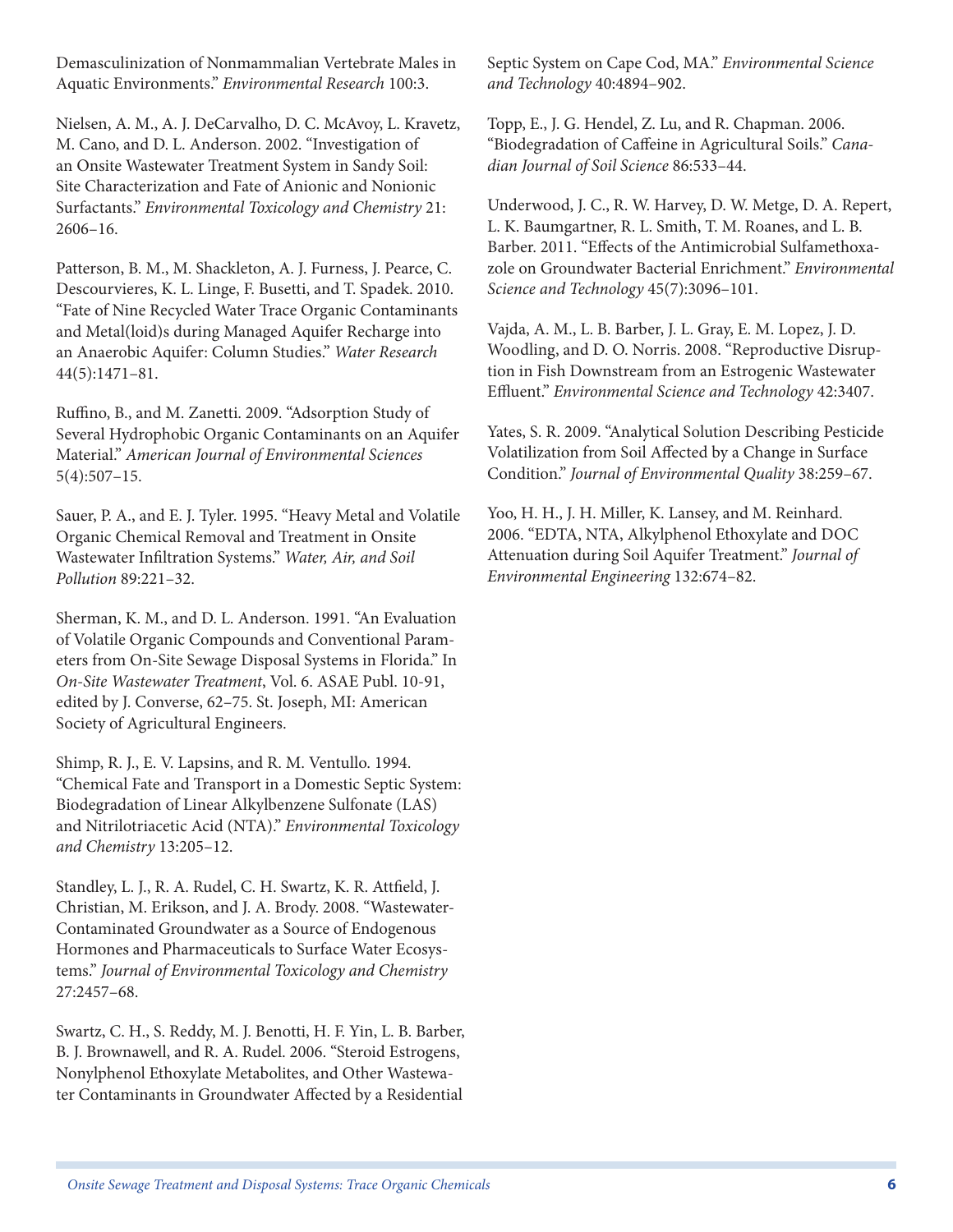Demasculinization of Nonmammalian Vertebrate Males in Aquatic Environments." *Environmental Research* 100:3.

Nielsen, A. M., A. J. DeCarvalho, D. C. McAvoy, L. Kravetz, M. Cano, and D. L. Anderson. 2002. "Investigation of an Onsite Wastewater Treatment System in Sandy Soil: Site Characterization and Fate of Anionic and Nonionic Surfactants." *Environmental Toxicology and Chemistry* 21: 2606–16.

Patterson, B. M., M. Shackleton, A. J. Furness, J. Pearce, C. Descourvieres, K. L. Linge, F. Busetti, and T. Spadek. 2010. "Fate of Nine Recycled Water Trace Organic Contaminants and Metal(loid)s during Managed Aquifer Recharge into an Anaerobic Aquifer: Column Studies." *Water Research* 44(5):1471–81.

Ruffino, B., and M. Zanetti. 2009. "Adsorption Study of Several Hydrophobic Organic Contaminants on an Aquifer Material." *American Journal of Environmental Sciences* 5(4):507–15.

Sauer, P. A., and E. J. Tyler. 1995. "Heavy Metal and Volatile Organic Chemical Removal and Treatment in Onsite Wastewater Infiltration Systems." *Water, Air, and Soil Pollution* 89:221–32.

Sherman, K. M., and D. L. Anderson. 1991. "An Evaluation of Volatile Organic Compounds and Conventional Parameters from On-Site Sewage Disposal Systems in Florida." In *On-Site Wastewater Treatment*, Vol. 6. ASAE Publ. 10-91, edited by J. Converse, 62–75. St. Joseph, MI: American Society of Agricultural Engineers.

Shimp, R. J., E. V. Lapsins, and R. M. Ventullo. 1994. "Chemical Fate and Transport in a Domestic Septic System: Biodegradation of Linear Alkylbenzene Sulfonate (LAS) and Nitrilotriacetic Acid (NTA)." *Environmental Toxicology and Chemistry* 13:205–12.

Standley, L. J., R. A. Rudel, C. H. Swartz, K. R. Attfield, J. Christian, M. Erikson, and J. A. Brody. 2008. "Wastewater-Contaminated Groundwater as a Source of Endogenous Hormones and Pharmaceuticals to Surface Water Ecosystems." *Journal of Environmental Toxicology and Chemistry* 27:2457–68.

Swartz, C. H., S. Reddy, M. J. Benotti, H. F. Yin, L. B. Barber, B. J. Brownawell, and R. A. Rudel. 2006. "Steroid Estrogens, Nonylphenol Ethoxylate Metabolites, and Other Wastewater Contaminants in Groundwater Affected by a Residential Septic System on Cape Cod, MA." *Environmental Science and Technology* 40:4894–902.

Topp, E., J. G. Hendel, Z. Lu, and R. Chapman. 2006. "Biodegradation of Caffeine in Agricultural Soils." *Canadian Journal of Soil Science* 86:533–44.

Underwood, J. C., R. W. Harvey, D. W. Metge, D. A. Repert, L. K. Baumgartner, R. L. Smith, T. M. Roanes, and L. B. Barber. 2011. "Effects of the Antimicrobial Sulfamethoxazole on Groundwater Bacterial Enrichment." *Environmental Science and Technology* 45(7):3096–101.

Vajda, A. M., L. B. Barber, J. L. Gray, E. M. Lopez, J. D. Woodling, and D. O. Norris. 2008. "Reproductive Disruption in Fish Downstream from an Estrogenic Wastewater Effluent." *Environmental Science and Technology* 42:3407.

Yates, S. R. 2009. "Analytical Solution Describing Pesticide Volatilization from Soil Affected by a Change in Surface Condition." *Journal of Environmental Quality* 38:259–67.

Yoo, H. H., J. H. Miller, K. Lansey, and M. Reinhard. 2006. "EDTA, NTA, Alkylphenol Ethoxylate and DOC Attenuation during Soil Aquifer Treatment." *Journal of Environmental Engineering* 132:674–82.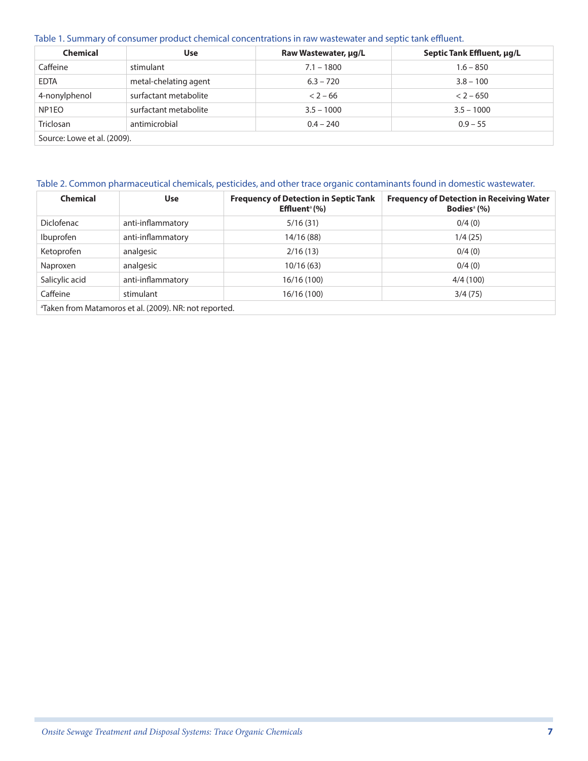Table 1. Summary of consumer product chemical concentrations in raw wastewater and septic tank effluent.

| Chemical | Use | Raw Wastewater, μg/L | Septic Tank Effluent, μg/L |
|---|---|---|---|
| Caffeine | stimulant | 7.1 – 1800 | 1.6 – 850 |
| EDTA | metal-chelating agent | 6.3 – 720 | 3.8 – 100 |
| 4-nonylphenol | surfactant metabolite | < 2 – 66 | < 2 – 650 |
| NP1EO | surfactant metabolite | 3.5 – 1000 | 3.5 – 1000 |
| Triclosan | antimicrobial | 0.4 – 240 | 0.9 – 55 |
| Source: Lowe et al. (2009). | | | |

Table 2. Common pharmaceutical chemicals, pesticides, and other trace organic contaminants found in domestic wastewater.

| Chemical | Use | Frequency of Detection in Septic Tank Effluent[a] (%) | Frequency of Detection in Receiving Water Bodies[a] (%) |
|---|---|---|---|
| Diclofenac | anti-inflammatory | 5/16 (31) | 0/4 (0) |
| Ibuprofen | anti-inflammatory | 14/16 (88) | 1/4 (25) |
| Ketoprofen | analgesic | 2/16 (13) | 0/4 (0) |
| Naproxen | analgesic | 10/16 (63) | 0/4 (0) |
| Salicylic acid | anti-inflammatory | 16/16 (100) | 4/4 (100) |
| Caffeine | stimulant | 16/16 (100) | 3/4 (75) |
| [a]Taken from Matamoros et al. (2009). NR: not reported. | | | |